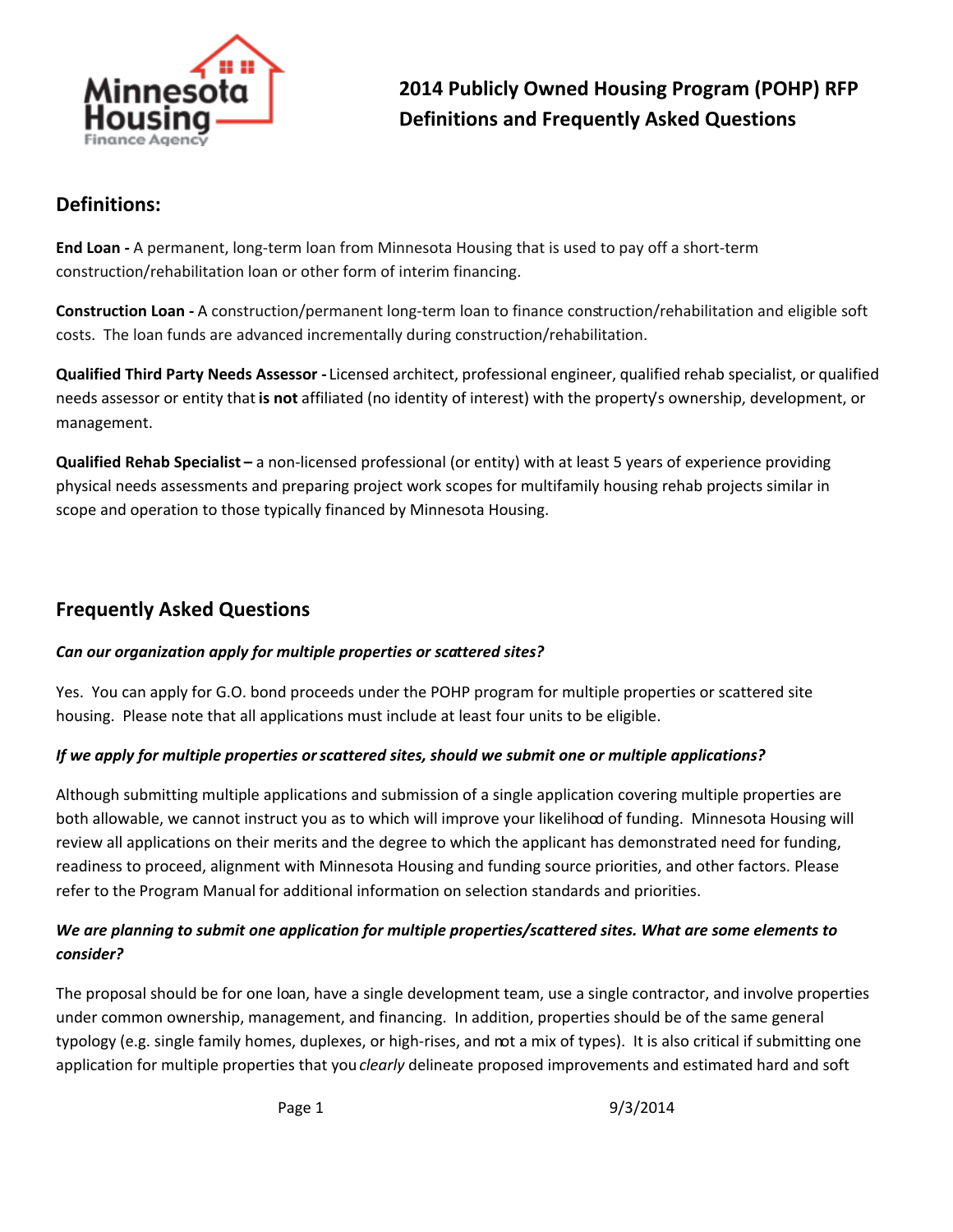# 2014 Publicly Owned Housing Program (POHP) RFP Definitions and Frequently Asked Questions

## Definitions:

**End Loan -** A permanent, long-term loan from Minnesota Housing that is used to pay off a short-term construction/rehabilitation loan or other form of interim financing.

**Construction Loan -** A construction/permanent long-term loan to finance construction/rehabilitation and eligible soft costs. The loan funds are advanced incrementally during construction/rehabilitation.

**Qualified Third Party Needs Assessor -** Licensed architect, professional engineer, qualified rehab specialist, or qualified needs assessor or entity that **is not** affiliated (no identity of interest) with the property's ownership, development, or management.

**Qualified Rehab Specialist –** a non-licensed professional (or entity) with at least 5 years of experience providing physical needs assessments and preparing project work scopes for multifamily housing rehab projects similar in scope and operation to those typically financed by Minnesota Housing.

## Frequently Asked Questions

***Can our organization apply for multiple properties or scattered sites?***

Yes. You can apply for G.O. bond proceeds under the POHP program for multiple properties or scattered site housing. Please note that all applications must include at least four units to be eligible.

***If we apply for multiple properties or scattered sites, should we submit one or multiple applications?***

Although submitting multiple applications and submission of a single application covering multiple properties are both allowable, we cannot instruct you as to which will improve your likelihood of funding. Minnesota Housing will review all applications on their merits and the degree to which the applicant has demonstrated need for funding, readiness to proceed, alignment with Minnesota Housing and funding source priorities, and other factors. Please refer to the Program Manual for additional information on selection standards and priorities.

***We are planning to submit one application for multiple properties/scattered sites. What are some elements to consider?***

The proposal should be for one loan, have a single development team, use a single contractor, and involve properties under common ownership, management, and financing. In addition, properties should be of the same general typology (e.g. single family homes, duplexes, or high-rises, and not a mix of types). It is also critical if submitting one application for multiple properties that you *clearly* delineate proposed improvements and estimated hard and soft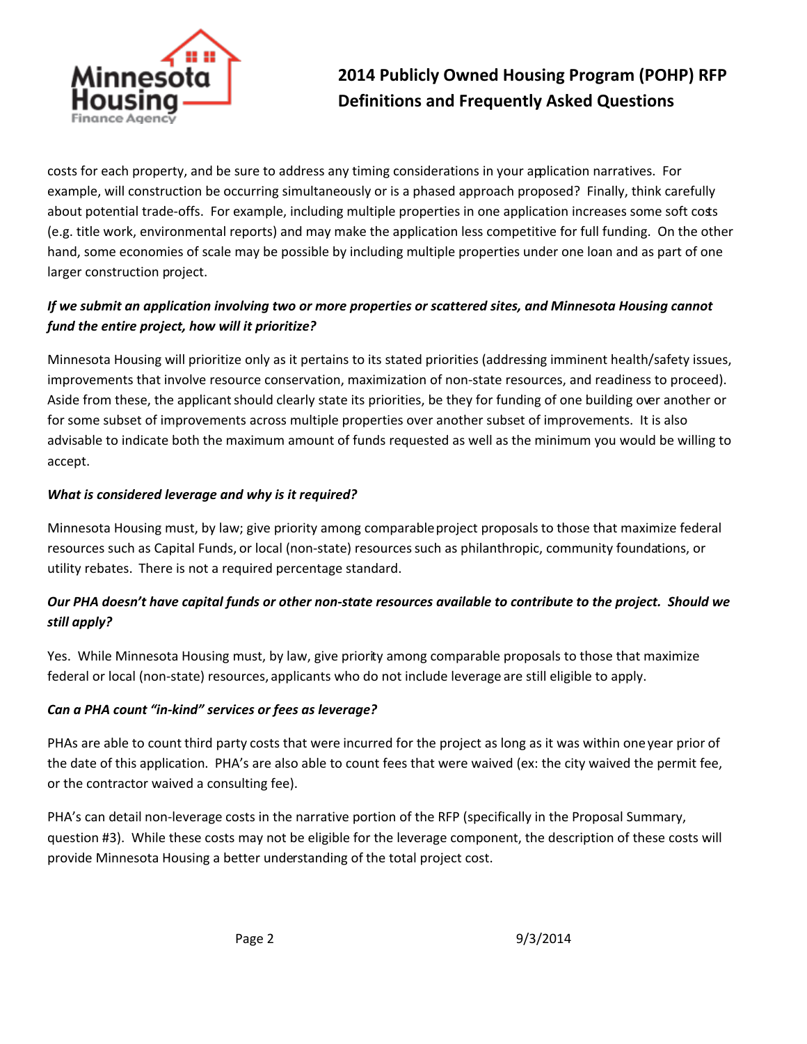costs for each property, and be sure to address any timing considerations in your application narratives. For example, will construction be occurring simultaneously or is a phased approach proposed? Finally, think carefully about potential trade-offs. For example, including multiple properties in one application increases some soft costs (e.g. title work, environmental reports) and may make the application less competitive for full funding. On the other hand, some economies of scale may be possible by including multiple properties under one loan and as part of one larger construction project.

***If we submit an application involving two or more properties or scattered sites, and Minnesota Housing cannot fund the entire project, how will it prioritize?***

Minnesota Housing will prioritize only as it pertains to its stated priorities (addressing imminent health/safety issues, improvements that involve resource conservation, maximization of non-state resources, and readiness to proceed). Aside from these, the applicant should clearly state its priorities, be they for funding of one building over another or for some subset of improvements across multiple properties over another subset of improvements. It is also advisable to indicate both the maximum amount of funds requested as well as the minimum you would be willing to accept.

***What is considered leverage and why is it required?***

Minnesota Housing must, by law; give priority among comparable project proposals to those that maximize federal resources such as Capital Funds, or local (non-state) resources such as philanthropic, community foundations, or utility rebates. There is not a required percentage standard.

***Our PHA doesn't have capital funds or other non-state resources available to contribute to the project. Should we still apply?***

Yes. While Minnesota Housing must, by law, give priority among comparable proposals to those that maximize federal or local (non-state) resources, applicants who do not include leverage are still eligible to apply.

***Can a PHA count "in-kind" services or fees as leverage?***

PHAs are able to count third party costs that were incurred for the project as long as it was within one year prior of the date of this application. PHA's are also able to count fees that were waived (ex: the city waived the permit fee, or the contractor waived a consulting fee).

PHA's can detail non-leverage costs in the narrative portion of the RFP (specifically in the Proposal Summary, question #3). While these costs may not be eligible for the leverage component, the description of these costs will provide Minnesota Housing a better understanding of the total project cost.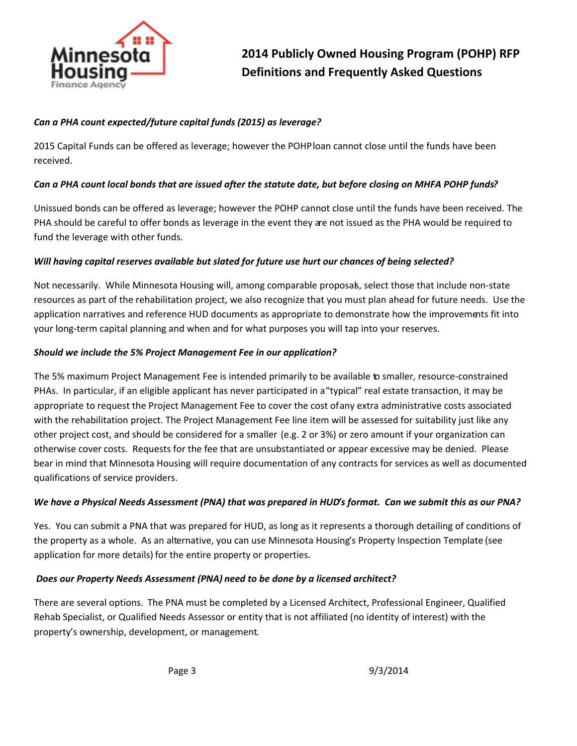***Can a PHA count expected/future capital funds (2015) as leverage?***

2015 Capital Funds can be offered as leverage; however the POHP loan cannot close until the funds have been received.

***Can a PHA count local bonds that are issued after the statute date, but before closing on MHFA POHP funds?***

Unissued bonds can be offered as leverage; however the POHP cannot close until the funds have been received. The PHA should be careful to offer bonds as leverage in the event they are not issued as the PHA would be required to fund the leverage with other funds.

***Will having capital reserves available but slated for future use hurt our chances of being selected?***

Not necessarily. While Minnesota Housing will, among comparable proposals, select those that include non-state resources as part of the rehabilitation project, we also recognize that you must plan ahead for future needs. Use the application narratives and reference HUD documents as appropriate to demonstrate how the improvements fit into your long-term capital planning and when and for what purposes you will tap into your reserves.

***Should we include the 5% Project Management Fee in our application?***

The 5% maximum Project Management Fee is intended primarily to be available to smaller, resource-constrained PHAs. In particular, if an eligible applicant has never participated in a "typical" real estate transaction, it may be appropriate to request the Project Management Fee to cover the cost of any extra administrative costs associated with the rehabilitation project. The Project Management Fee line item will be assessed for suitability just like any other project cost, and should be considered for a smaller (e.g. 2 or 3%) or zero amount if your organization can otherwise cover costs. Requests for the fee that are unsubstantiated or appear excessive may be denied. Please bear in mind that Minnesota Housing will require documentation of any contracts for services as well as documented qualifications of service providers.

***We have a Physical Needs Assessment (PNA) that was prepared in HUD's format. Can we submit this as our PNA?***

Yes. You can submit a PNA that was prepared for HUD, as long as it represents a thorough detailing of conditions of the property as a whole. As an alternative, you can use Minnesota Housing's Property Inspection Template (see application for more details) for the entire property or properties.

***Does our Property Needs Assessment (PNA) need to be done by a licensed architect?***

There are several options. The PNA must be completed by a Licensed Architect, Professional Engineer, Qualified Rehab Specialist, or Qualified Needs Assessor or entity that is not affiliated (no identity of interest) with the property's ownership, development, or management.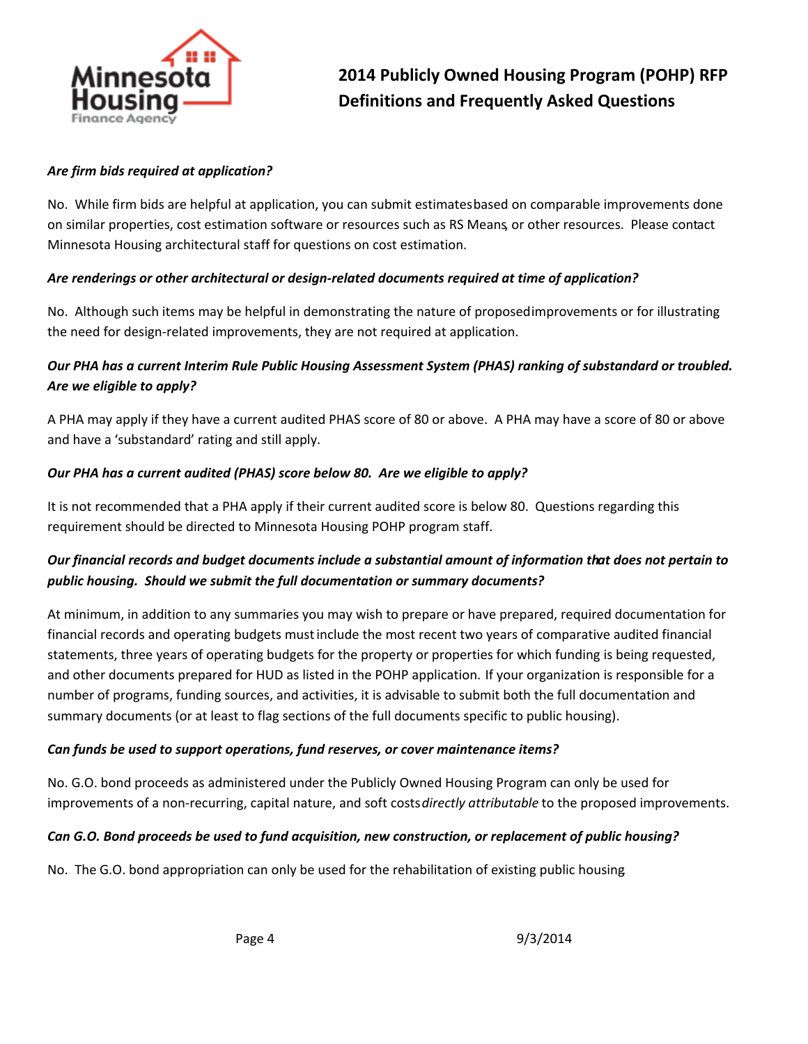***Are firm bids required at application?***

No. While firm bids are helpful at application, you can submit estimates based on comparable improvements done on similar properties, cost estimation software or resources such as RS Means, or other resources. Please contact Minnesota Housing architectural staff for questions on cost estimation.

***Are renderings or other architectural or design-related documents required at time of application?***

No. Although such items may be helpful in demonstrating the nature of proposed improvements or for illustrating the need for design-related improvements, they are not required at application.

***Our PHA has a current Interim Rule Public Housing Assessment System (PHAS) ranking of substandard or troubled. Are we eligible to apply?***

A PHA may apply if they have a current audited PHAS score of 80 or above. A PHA may have a score of 80 or above and have a 'substandard' rating and still apply.

***Our PHA has a current audited (PHAS) score below 80. Are we eligible to apply?***

It is not recommended that a PHA apply if their current audited score is below 80. Questions regarding this requirement should be directed to Minnesota Housing POHP program staff.

***Our financial records and budget documents include a substantial amount of information that does not pertain to public housing. Should we submit the full documentation or summary documents?***

At minimum, in addition to any summaries you may wish to prepare or have prepared, required documentation for financial records and operating budgets must include the most recent two years of comparative audited financial statements, three years of operating budgets for the property or properties for which funding is being requested, and other documents prepared for HUD as listed in the POHP application. If your organization is responsible for a number of programs, funding sources, and activities, it is advisable to submit both the full documentation and summary documents (or at least to flag sections of the full documents specific to public housing).

***Can funds be used to support operations, fund reserves, or cover maintenance items?***

No. G.O. bond proceeds as administered under the Publicly Owned Housing Program can only be used for improvements of a non-recurring, capital nature, and soft costs *directly attributable* to the proposed improvements.

***Can G.O. Bond proceeds be used to fund acquisition, new construction, or replacement of public housing?***

No. The G.O. bond appropriation can only be used for the rehabilitation of existing public housing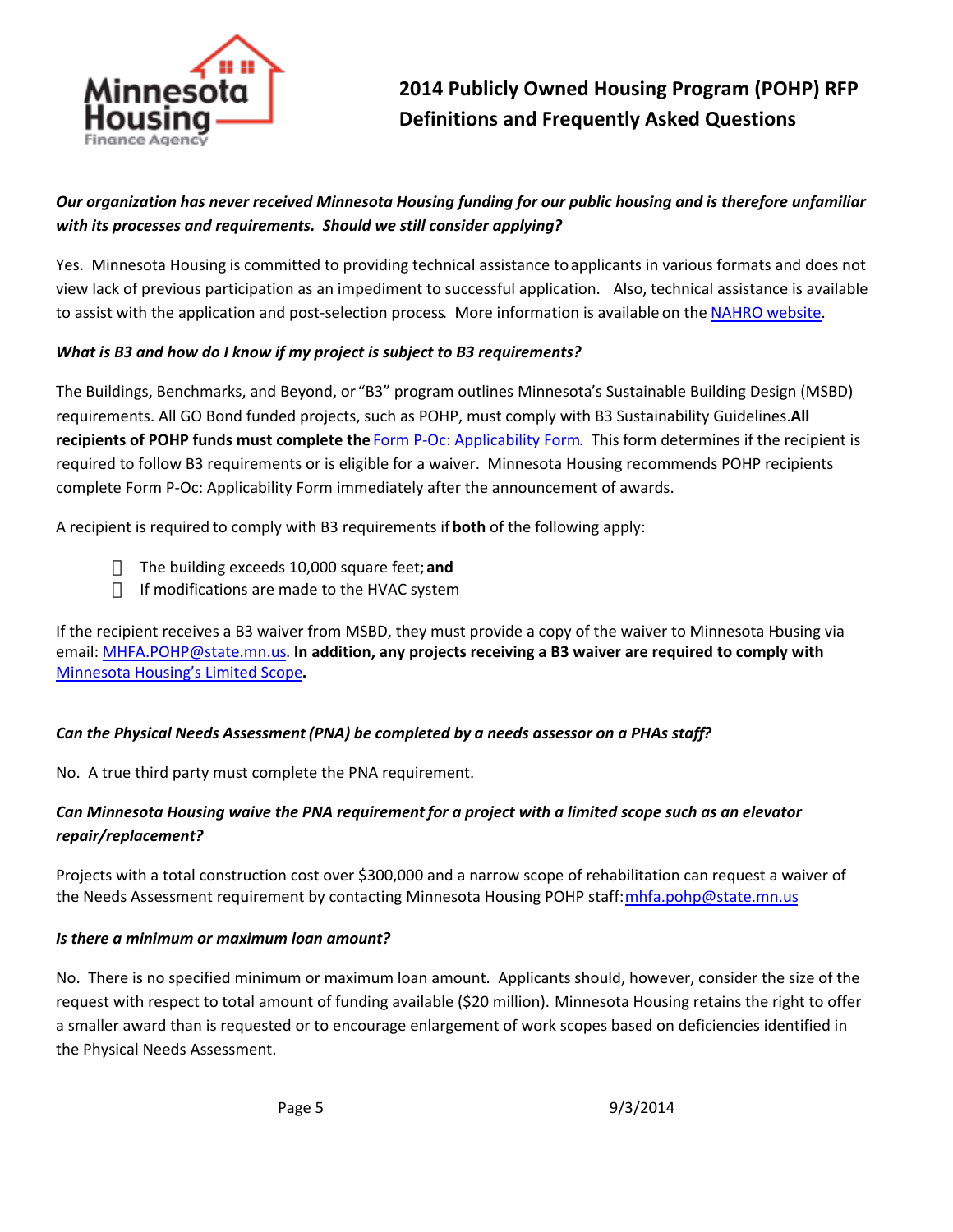*Our organization has never received Minnesota Housing funding for our public housing and is therefore unfamiliar with its processes and requirements. Should we still consider applying?*

Yes. Minnesota Housing is committed to providing technical assistance to applicants in various formats and does not view lack of previous participation as an impediment to successful application. Also, technical assistance is available to assist with the application and post-selection process. More information is available on the [NAHRO website](#).

*What is B3 and how do I know if my project is subject to B3 requirements?*

The Buildings, Benchmarks, and Beyond, or "B3" program outlines Minnesota's Sustainable Building Design (MSBD) requirements. All GO Bond funded projects, such as POHP, must comply with B3 Sustainability Guidelines. **All recipients of POHP funds must complete the** [Form P-Oc: Applicability Form](#). This form determines if the recipient is required to follow B3 requirements or is eligible for a waiver. Minnesota Housing recommends POHP recipients complete Form P-Oc: Applicability Form immediately after the announcement of awards.

A recipient is required to comply with B3 requirements if **both** of the following apply:

- The building exceeds 10,000 square feet; **and**
- If modifications are made to the HVAC system

If the recipient receives a B3 waiver from MSBD, they must provide a copy of the waiver to Minnesota Housing via email: [MHFA.POHP@state.mn.us](mailto:MHFA.POHP@state.mn.us). **In addition, any projects receiving a B3 waiver are required to comply with** [Minnesota Housing's Limited Scope](#)**.**

*Can the Physical Needs Assessment (PNA) be completed by a needs assessor on a PHAs staff?*

No. A true third party must complete the PNA requirement.

*Can Minnesota Housing waive the PNA requirement for a project with a limited scope such as an elevator repair/replacement?*

Projects with a total construction cost over $300,000 and a narrow scope of rehabilitation can request a waiver of the Needs Assessment requirement by contacting Minnesota Housing POHP staff: [mhfa.pohp@state.mn.us](mailto:mhfa.pohp@state.mn.us)

*Is there a minimum or maximum loan amount?*

No. There is no specified minimum or maximum loan amount. Applicants should, however, consider the size of the request with respect to total amount of funding available ($20 million). Minnesota Housing retains the right to offer a smaller award than is requested or to encourage enlargement of work scopes based on deficiencies identified in the Physical Needs Assessment.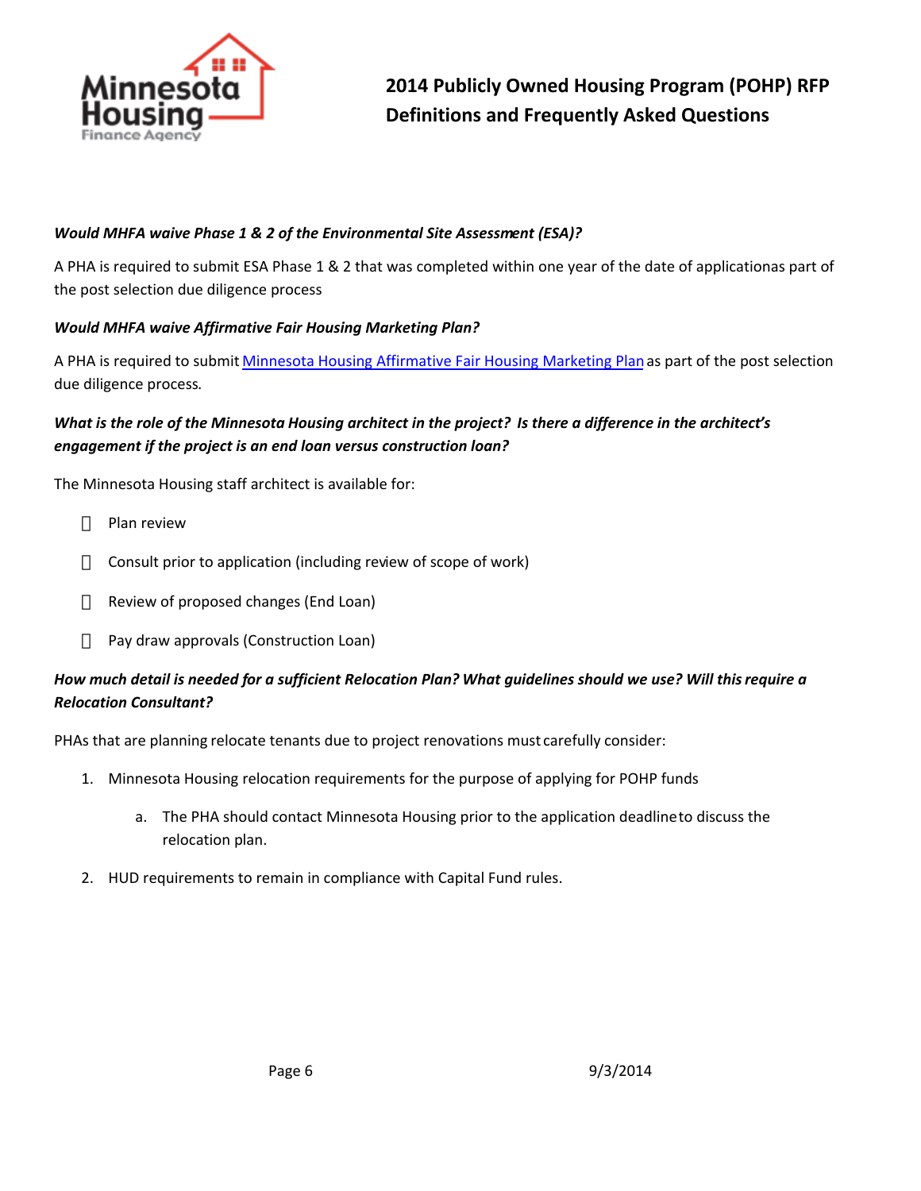Would MHFA waive Phase 1 & 2 of the Environmental Site Assessment (ESA)?

A PHA is required to submit ESA Phase 1 & 2 that was completed within one year of the date of applicationas part of the post selection due diligence process

***Would MHFA waive Affirmative Fair Housing Marketing Plan?***

A PHA is required to submit Minnesota Housing Affirmative Fair Housing Marketing Plan as part of the post selection due diligence process.

***What is the role of the Minnesota Housing architect in the project? Is there a difference in the architect's engagement if the project is an end loan versus construction loan?***

The Minnesota Housing staff architect is available for:

- Plan review
- Consult prior to application (including review of scope of work)
- Review of proposed changes (End Loan)
- Pay draw approvals (Construction Loan)

***How much detail is needed for a sufficient Relocation Plan? What guidelines should we use? Will this require a Relocation Consultant?***

PHAs that are planning relocate tenants due to project renovations must carefully consider:

1. Minnesota Housing relocation requirements for the purpose of applying for POHP funds
   a. The PHA should contact Minnesota Housing prior to the application deadlineto discuss the relocation plan.
2. HUD requirements to remain in compliance with Capital Fund rules.